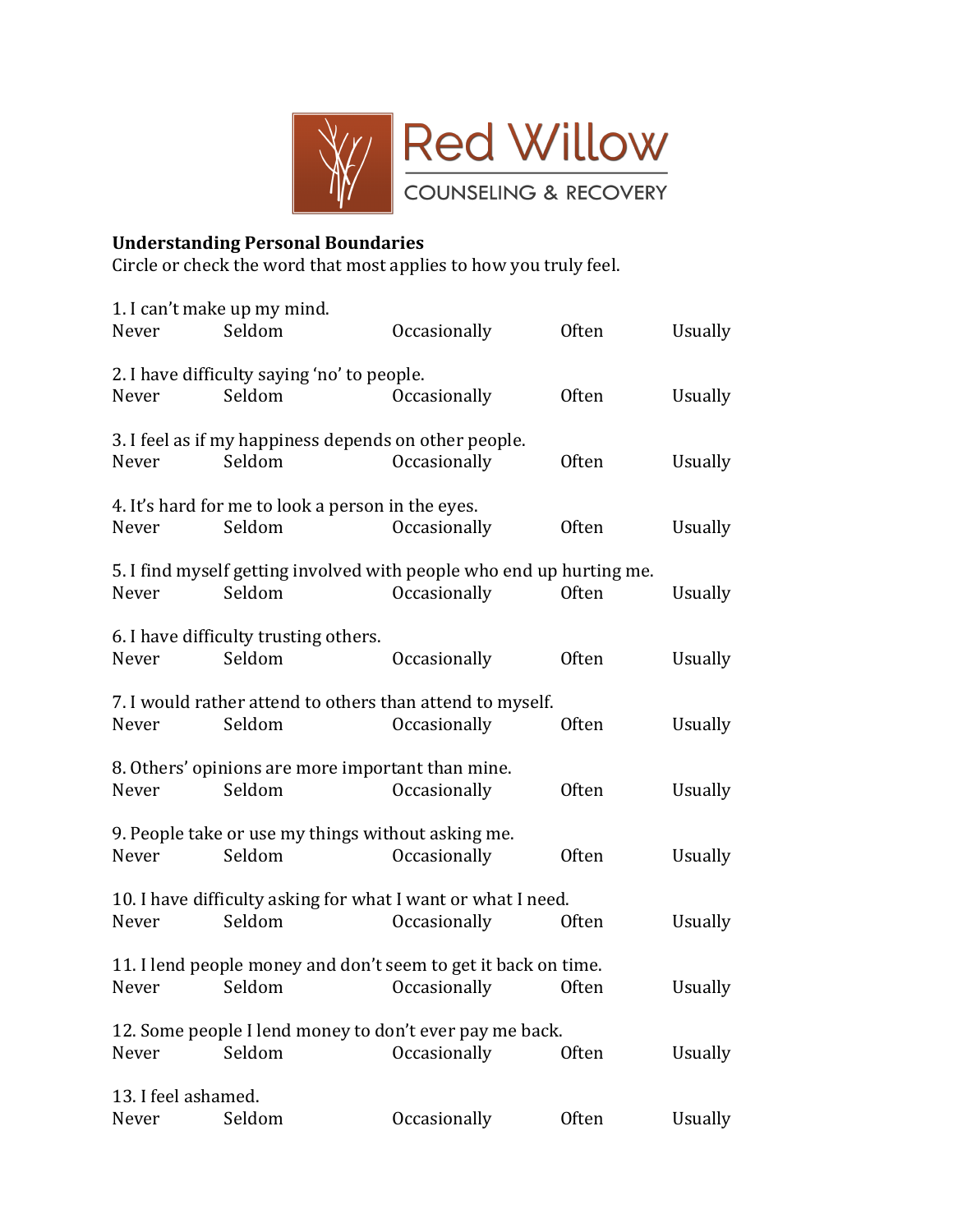Red Willow

COUNSELING & RECOVERY

**Understanding Personal Boundaries**

Circle or check the word that most applies to how you truly feel.

1. I can't make up my mind.

Never Seldom Occasionally Often Usually

2. I have difficulty saying 'no' to people.

Never Seldom Occasionally Often Usually

3. I feel as if my happiness depends on other people.

Never Seldom Occasionally Often Usually

4. It's hard for me to look a person in the eyes.

Never Seldom Occasionally Often Usually

5. I find myself getting involved with people who end up hurting me.

Never Seldom Occasionally Often Usually

6. I have difficulty trusting others.

Never Seldom Occasionally Often Usually

7. I would rather attend to others than attend to myself.

Never Seldom Occasionally Often Usually

8. Others' opinions are more important than mine.

Never Seldom Occasionally Often Usually

9. People take or use my things without asking me.

Never Seldom Occasionally Often Usually

10. I have difficulty asking for what I want or what I need.

Never Seldom Occasionally Often Usually

11. I lend people money and don't seem to get it back on time.

Never Seldom Occasionally Often Usually

12. Some people I lend money to don't ever pay me back.

Never Seldom Occasionally Often Usually

13. I feel ashamed.

Never Seldom Occasionally Often Usually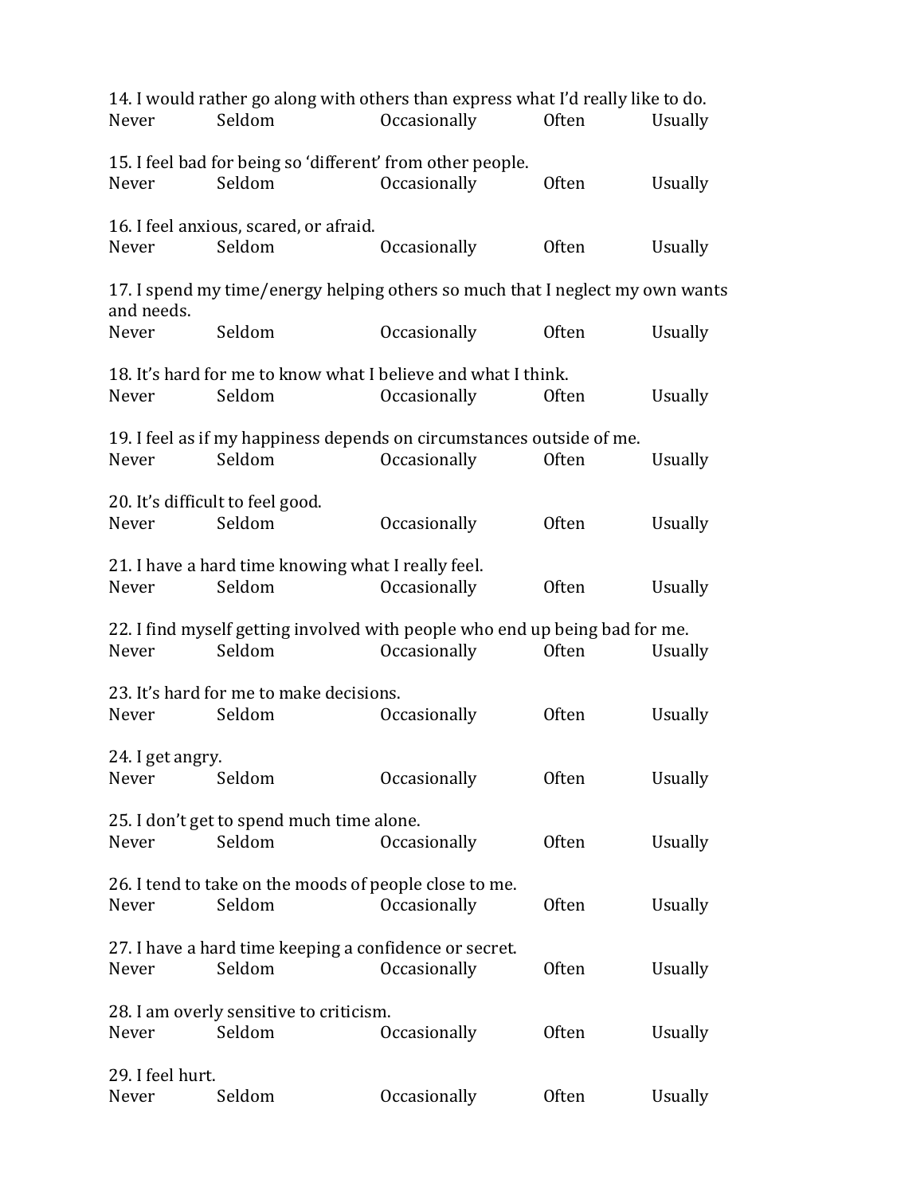14. I would rather go along with others than express what I'd really like to do.
Never Seldom Occasionally Often Usually

15. I feel bad for being so 'different' from other people.
Never Seldom Occasionally Often Usually

16. I feel anxious, scared, or afraid.
Never Seldom Occasionally Often Usually

17. I spend my time/energy helping others so much that I neglect my own wants and needs.
Never Seldom Occasionally Often Usually

18. It's hard for me to know what I believe and what I think.
Never Seldom Occasionally Often Usually

19. I feel as if my happiness depends on circumstances outside of me.
Never Seldom Occasionally Often Usually

20. It's difficult to feel good.
Never Seldom Occasionally Often Usually

21. I have a hard time knowing what I really feel.
Never Seldom Occasionally Often Usually

22. I find myself getting involved with people who end up being bad for me.
Never Seldom Occasionally Often Usually

23. It's hard for me to make decisions.
Never Seldom Occasionally Often Usually

24. I get angry.
Never Seldom Occasionally Often Usually

25. I don't get to spend much time alone.
Never Seldom Occasionally Often Usually

26. I tend to take on the moods of people close to me.
Never Seldom Occasionally Often Usually

27. I have a hard time keeping a confidence or secret.
Never Seldom Occasionally Often Usually

28. I am overly sensitive to criticism.
Never Seldom Occasionally Often Usually

29. I feel hurt.
Never Seldom Occasionally Often Usually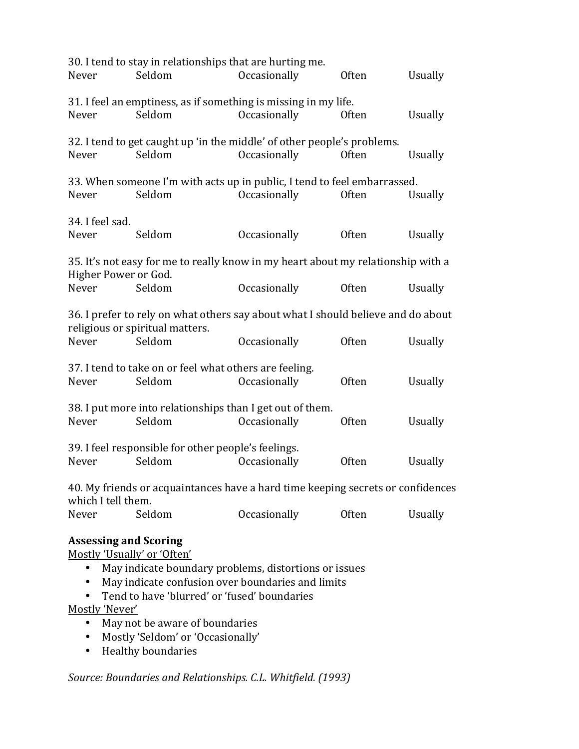30. I tend to stay in relationships that are hurting me.

Never Seldom Occasionally Often Usually

31. I feel an emptiness, as if something is missing in my life.

Never Seldom Occasionally Often Usually

32. I tend to get caught up 'in the middle' of other people's problems.

Never Seldom Occasionally Often Usually

33. When someone I'm with acts up in public, I tend to feel embarrassed.

Never Seldom Occasionally Often Usually

34. I feel sad.

Never Seldom Occasionally Often Usually

35. It's not easy for me to really know in my heart about my relationship with a Higher Power or God.

Never Seldom Occasionally Often Usually

36. I prefer to rely on what others say about what I should believe and do about religious or spiritual matters.

Never Seldom Occasionally Often Usually

37. I tend to take on or feel what others are feeling.

Never Seldom Occasionally Often Usually

38. I put more into relationships than I get out of them.

Never Seldom Occasionally Often Usually

39. I feel responsible for other people's feelings.

Never Seldom Occasionally Often Usually

40. My friends or acquaintances have a hard time keeping secrets or confidences which I tell them.

Never Seldom Occasionally Often Usually

**Assessing and Scoring**

Mostly 'Usually' or 'Often'

- May indicate boundary problems, distortions or issues
- May indicate confusion over boundaries and limits
- Tend to have 'blurred' or 'fused' boundaries

Mostly 'Never'

- May not be aware of boundaries
- Mostly 'Seldom' or 'Occasionally'
- Healthy boundaries

*Source: Boundaries and Relationships. C.L. Whitfield. (1993)*